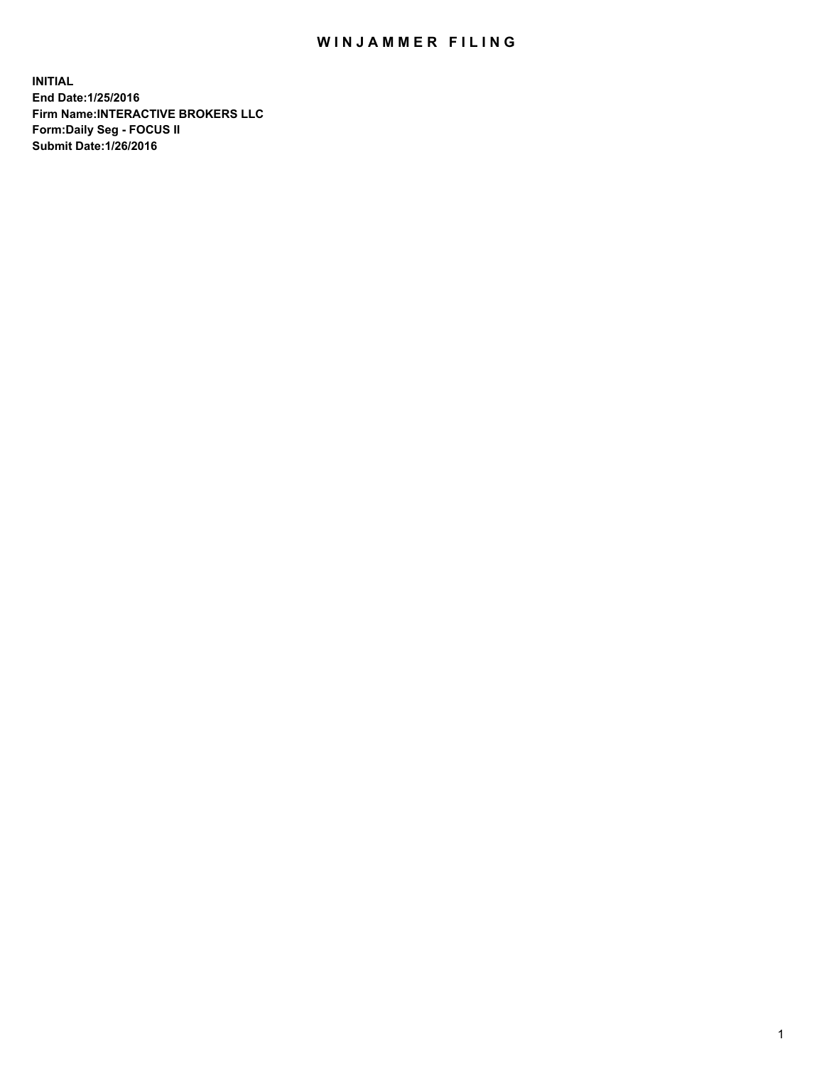# WINJAMMER FILING

**INITIAL**
**End Date:1/25/2016**
**Firm Name:INTERACTIVE BROKERS LLC**
**Form:Daily Seg - FOCUS II**
**Submit Date:1/26/2016**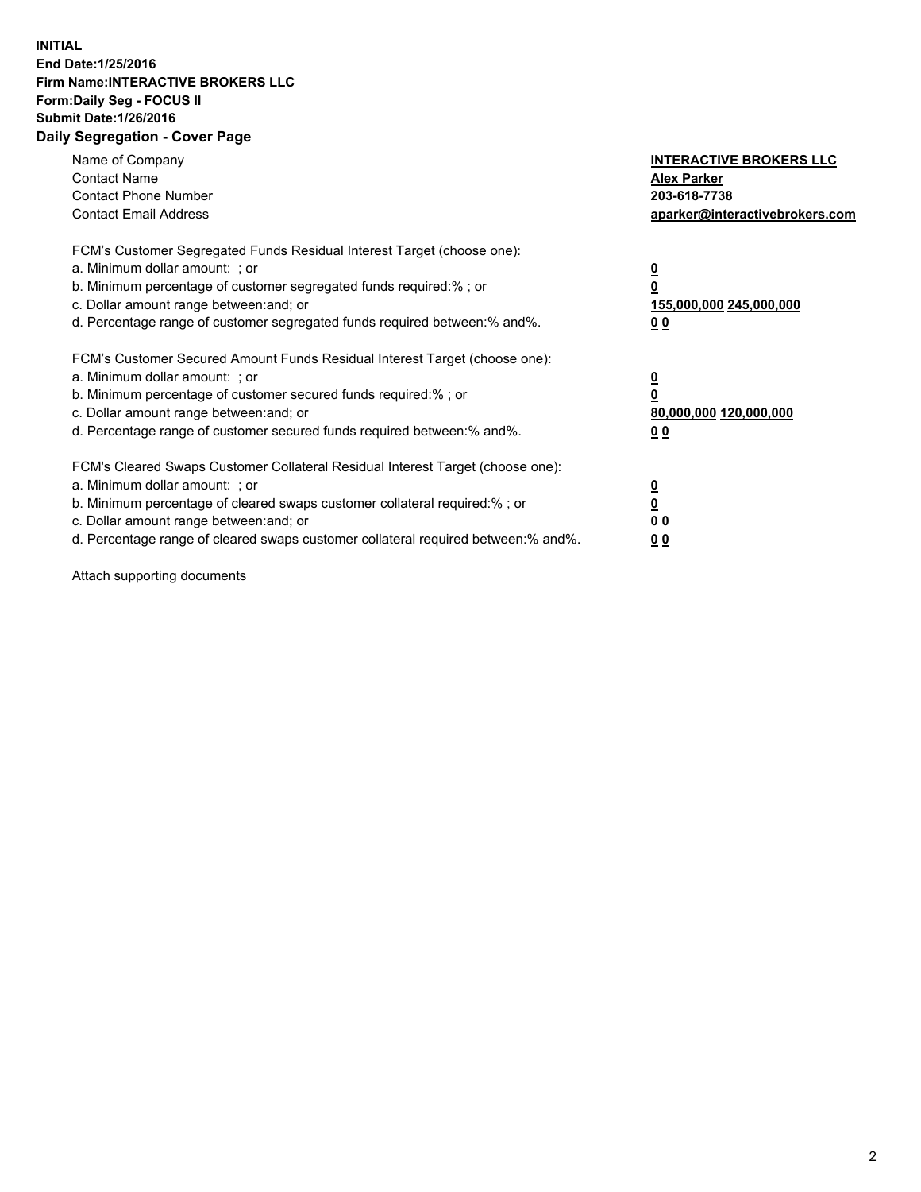**INITIAL**
**End Date:1/25/2016**
**Firm Name:INTERACTIVE BROKERS LLC**
**Form:Daily Seg - FOCUS II**
**Submit Date:1/26/2016**

## Daily Segregation - Cover Page

| | |
|---|---|
| Name of Company | **INTERACTIVE BROKERS LLC** |
| Contact Name | **Alex Parker** |
| Contact Phone Number | **203-618-7738** |
| Contact Email Address | **aparker@interactivebrokers.com** |

| | |
|---|---|
| FCM's Customer Segregated Funds Residual Interest Target (choose one): | |
| a. Minimum dollar amount: ; or | **0** |
| b. Minimum percentage of customer segregated funds required:% ; or | **0** |
| c. Dollar amount range between:and; or | **155,000,000 245,000,000** |
| d. Percentage range of customer segregated funds required between:% and%. | **0 0** |
| FCM's Customer Secured Amount Funds Residual Interest Target (choose one): | |
| a. Minimum dollar amount: ; or | **0** |
| b. Minimum percentage of customer secured funds required:% ; or | **0** |
| c. Dollar amount range between:and; or | **80,000,000 120,000,000** |
| d. Percentage range of customer secured funds required between:% and%. | **0 0** |
| FCM's Cleared Swaps Customer Collateral Residual Interest Target (choose one): | |
| a. Minimum dollar amount: ; or | **0** |
| b. Minimum percentage of cleared swaps customer collateral required:% ; or | **0** |
| c. Dollar amount range between:and; or | **0 0** |
| d. Percentage range of cleared swaps customer collateral required between:% and%. | **0 0** |

Attach supporting documents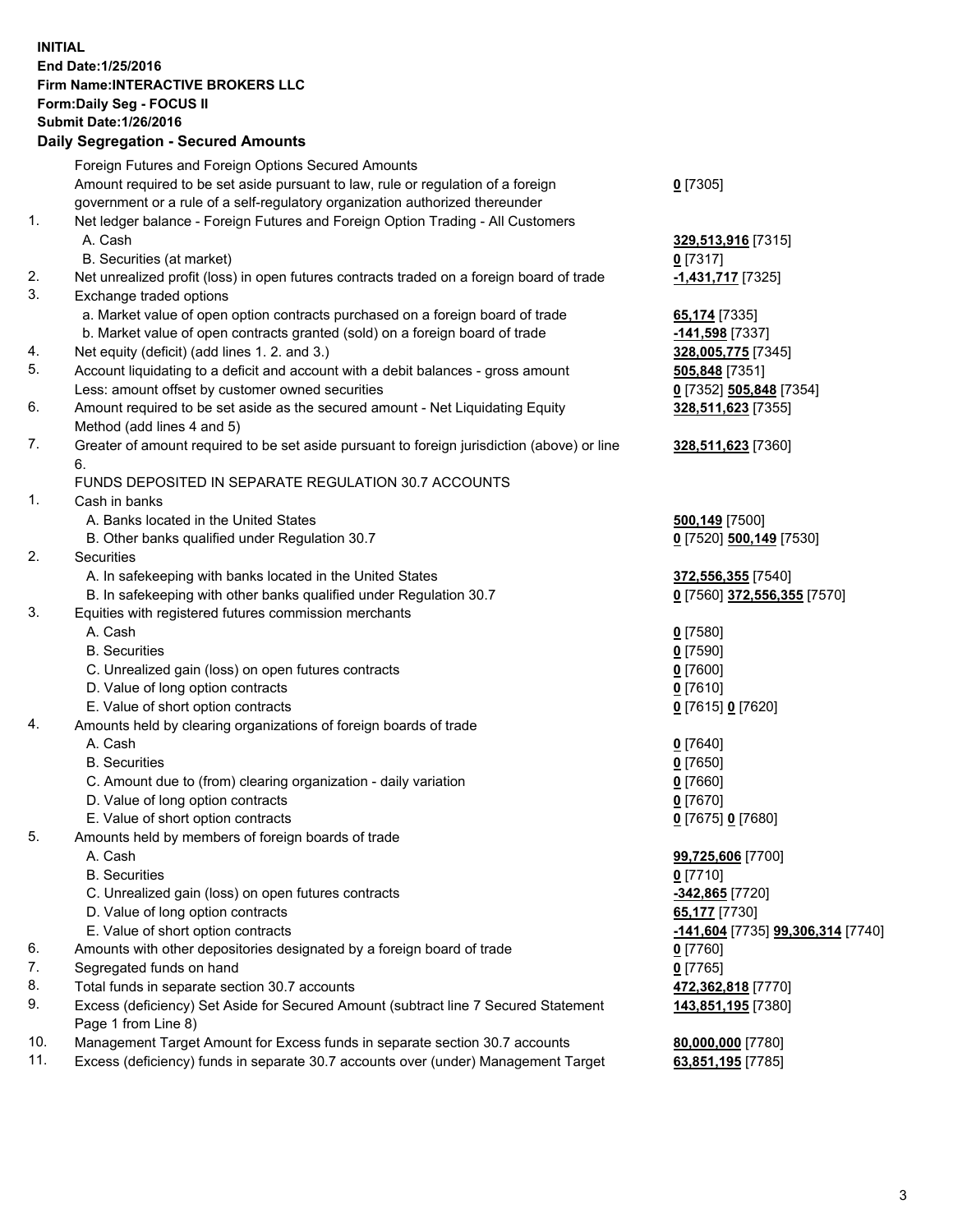**INITIAL**
**End Date:1/25/2016**
**Firm Name:INTERACTIVE BROKERS LLC**
**Form:Daily Seg - FOCUS II**
**Submit Date:1/26/2016**

### Daily Segregation - Secured Amounts

| | | |
|---|---|---|
| | Foreign Futures and Foreign Options Secured Amounts | |
| | Amount required to be set aside pursuant to law, rule or regulation of a foreign government or a rule of a self-regulatory organization authorized thereunder | **0** [7305] |
| 1. | Net ledger balance - Foreign Futures and Foreign Option Trading - All Customers | |
| | A. Cash | **329,513,916** [7315] |
| | B. Securities (at market) | **0** [7317] |
| 2. | Net unrealized profit (loss) in open futures contracts traded on a foreign board of trade | **-1,431,717** [7325] |
| 3. | Exchange traded options | |
| | a. Market value of open option contracts purchased on a foreign board of trade | **65,174** [7335] |
| | b. Market value of open contracts granted (sold) on a foreign board of trade | **-141,598** [7337] |
| 4. | Net equity (deficit) (add lines 1. 2. and 3.) | **328,005,775** [7345] |
| 5. | Account liquidating to a deficit and account with a debit balances - gross amount | **505,848** [7351] |
| | Less: amount offset by customer owned securities | **0** [7352] **505,848** [7354] |
| 6. | Amount required to be set aside as the secured amount - Net Liquidating Equity Method (add lines 4 and 5) | **328,511,623** [7355] |
| 7. | Greater of amount required to be set aside pursuant to foreign jurisdiction (above) or line 6. | **328,511,623** [7360] |
| | FUNDS DEPOSITED IN SEPARATE REGULATION 30.7 ACCOUNTS | |
| 1. | Cash in banks | |
| | A. Banks located in the United States | **500,149** [7500] |
| | B. Other banks qualified under Regulation 30.7 | **0** [7520] **500,149** [7530] |
| 2. | Securities | |
| | A. In safekeeping with banks located in the United States | **372,556,355** [7540] |
| | B. In safekeeping with other banks qualified under Regulation 30.7 | **0** [7560] **372,556,355** [7570] |
| 3. | Equities with registered futures commission merchants | |
| | A. Cash | **0** [7580] |
| | B. Securities | **0** [7590] |
| | C. Unrealized gain (loss) on open futures contracts | **0** [7600] |
| | D. Value of long option contracts | **0** [7610] |
| | E. Value of short option contracts | **0** [7615] **0** [7620] |
| 4. | Amounts held by clearing organizations of foreign boards of trade | |
| | A. Cash | **0** [7640] |
| | B. Securities | **0** [7650] |
| | C. Amount due to (from) clearing organization - daily variation | **0** [7660] |
| | D. Value of long option contracts | **0** [7670] |
| | E. Value of short option contracts | **0** [7675] **0** [7680] |
| 5. | Amounts held by members of foreign boards of trade | |
| | A. Cash | **99,725,606** [7700] |
| | B. Securities | **0** [7710] |
| | C. Unrealized gain (loss) on open futures contracts | **-342,865** [7720] |
| | D. Value of long option contracts | **65,177** [7730] |
| | E. Value of short option contracts | **-141,604** [7735] **99,306,314** [7740] |
| 6. | Amounts with other depositories designated by a foreign board of trade | **0** [7760] |
| 7. | Segregated funds on hand | **0** [7765] |
| 8. | Total funds in separate section 30.7 accounts | **472,362,818** [7770] |
| 9. | Excess (deficiency) Set Aside for Secured Amount (subtract line 7 Secured Statement Page 1 from Line 8) | **143,851,195** [7380] |
| 10. | Management Target Amount for Excess funds in separate section 30.7 accounts | **80,000,000** [7780] |
| 11. | Excess (deficiency) funds in separate 30.7 accounts over (under) Management Target | **63,851,195** [7785] |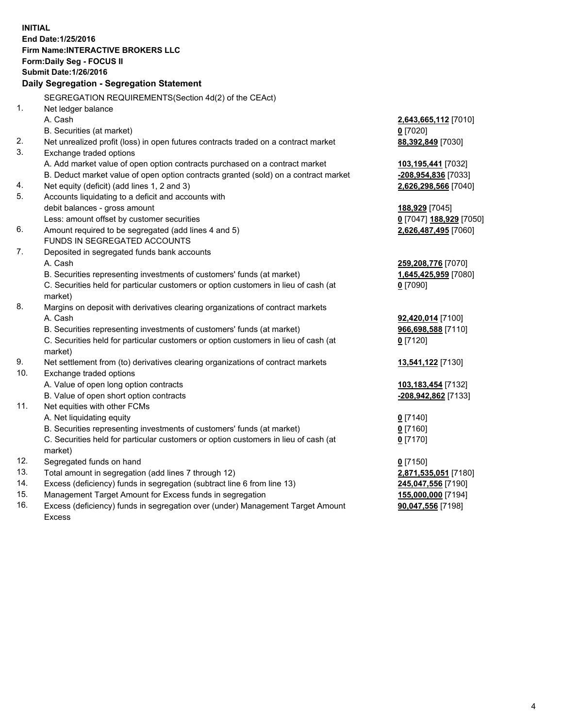**INITIAL**
**End Date:1/25/2016**
**Firm Name:INTERACTIVE BROKERS LLC**
**Form:Daily Seg - FOCUS II**
**Submit Date:1/26/2016**

**Daily Segregation - Segregation Statement**

SEGREGATION REQUIREMENTS(Section 4d(2) of the CEAct)

| | | |
|---|---|---|
| 1. | Net ledger balance | |
| | A. Cash | **2,643,665,112** [7010] |
| | B. Securities (at market) | **0** [7020] |
| 2. | Net unrealized profit (loss) in open futures contracts traded on a contract market | **88,392,849** [7030] |
| 3. | Exchange traded options | |
| | A. Add market value of open option contracts purchased on a contract market | **103,195,441** [7032] |
| | B. Deduct market value of open option contracts granted (sold) on a contract market | **-208,954,836** [7033] |
| 4. | Net equity (deficit) (add lines 1, 2 and 3) | **2,626,298,566** [7040] |
| 5. | Accounts liquidating to a deficit and accounts with debit balances - gross amount | **188,929** [7045] |
| | Less: amount offset by customer securities | **0** [7047] **188,929** [7050] |
| 6. | Amount required to be segregated (add lines 4 and 5) | **2,626,487,495** [7060] |
| | FUNDS IN SEGREGATED ACCOUNTS | |
| 7. | Deposited in segregated funds bank accounts | |
| | A. Cash | **259,208,776** [7070] |
| | B. Securities representing investments of customers' funds (at market) | **1,645,425,959** [7080] |
| | C. Securities held for particular customers or option customers in lieu of cash (at market) | **0** [7090] |
| 8. | Margins on deposit with derivatives clearing organizations of contract markets | |
| | A. Cash | **92,420,014** [7100] |
| | B. Securities representing investments of customers' funds (at market) | **966,698,588** [7110] |
| | C. Securities held for particular customers or option customers in lieu of cash (at market) | **0** [7120] |
| 9. | Net settlement from (to) derivatives clearing organizations of contract markets | **13,541,122** [7130] |
| 10. | Exchange traded options | |
| | A. Value of open long option contracts | **103,183,454** [7132] |
| | B. Value of open short option contracts | **-208,942,862** [7133] |
| 11. | Net equities with other FCMs | |
| | A. Net liquidating equity | **0** [7140] |
| | B. Securities representing investments of customers' funds (at market) | **0** [7160] |
| | C. Securities held for particular customers or option customers in lieu of cash (at market) | **0** [7170] |
| 12. | Segregated funds on hand | **0** [7150] |
| 13. | Total amount in segregation (add lines 7 through 12) | **2,871,535,051** [7180] |
| 14. | Excess (deficiency) funds in segregation (subtract line 6 from line 13) | **245,047,556** [7190] |
| 15. | Management Target Amount for Excess funds in segregation | **155,000,000** [7194] |
| 16. | Excess (deficiency) funds in segregation over (under) Management Target Amount Excess | **90,047,556** [7198] |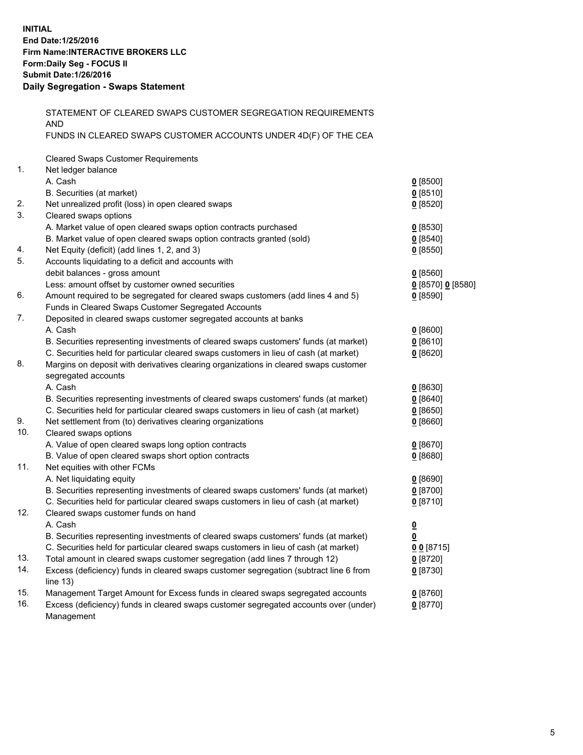**INITIAL**
**End Date:1/25/2016**
**Firm Name:INTERACTIVE BROKERS LLC**
**Form:Daily Seg - FOCUS II**
**Submit Date:1/26/2016**
**Daily Segregation - Swaps Statement**

STATEMENT OF CLEARED SWAPS CUSTOMER SEGREGATION REQUIREMENTS
AND
FUNDS IN CLEARED SWAPS CUSTOMER ACCOUNTS UNDER 4D(F) OF THE CEA

| | | |
|---|---|---|
| | Cleared Swaps Customer Requirements | |
| 1. | Net ledger balance | |
| | A. Cash | 0 [8500] |
| | B. Securities (at market) | 0 [8510] |
| 2. | Net unrealized profit (loss) in open cleared swaps | 0 [8520] |
| 3. | Cleared swaps options | |
| | A. Market value of open cleared swaps option contracts purchased | 0 [8530] |
| | B. Market value of open cleared swaps option contracts granted (sold) | 0 [8540] |
| 4. | Net Equity (deficit) (add lines 1, 2, and 3) | 0 [8550] |
| 5. | Accounts liquidating to a deficit and accounts with | |
| | debit balances - gross amount | 0 [8560] |
| | Less: amount offset by customer owned securities | 0 [8570] 0 [8580] |
| 6. | Amount required to be segregated for cleared swaps customers (add lines 4 and 5) | 0 [8590] |
| | Funds in Cleared Swaps Customer Segregated Accounts | |
| 7. | Deposited in cleared swaps customer segregated accounts at banks | |
| | A. Cash | 0 [8600] |
| | B. Securities representing investments of cleared swaps customers' funds (at market) | 0 [8610] |
| | C. Securities held for particular cleared swaps customers in lieu of cash (at market) | 0 [8620] |
| 8. | Margins on deposit with derivatives clearing organizations in cleared swaps customer segregated accounts | |
| | A. Cash | 0 [8630] |
| | B. Securities representing investments of cleared swaps customers' funds (at market) | 0 [8640] |
| | C. Securities held for particular cleared swaps customers in lieu of cash (at market) | 0 [8650] |
| 9. | Net settlement from (to) derivatives clearing organizations | 0 [8660] |
| 10. | Cleared swaps options | |
| | A. Value of open cleared swaps long option contracts | 0 [8670] |
| | B. Value of open cleared swaps short option contracts | 0 [8680] |
| 11. | Net equities with other FCMs | |
| | A. Net liquidating equity | 0 [8690] |
| | B. Securities representing investments of cleared swaps customers' funds (at market) | 0 [8700] |
| | C. Securities held for particular cleared swaps customers in lieu of cash (at market) | 0 [8710] |
| 12. | Cleared swaps customer funds on hand | |
| | A. Cash | 0 |
| | B. Securities representing investments of cleared swaps customers' funds (at market) | 0 |
| | C. Securities held for particular cleared swaps customers in lieu of cash (at market) | 0 0 [8715] |
| 13. | Total amount in cleared swaps customer segregation (add lines 7 through 12) | 0 [8720] |
| 14. | Excess (deficiency) funds in cleared swaps customer segregation (subtract line 6 from line 13) | 0 [8730] |
| 15. | Management Target Amount for Excess funds in cleared swaps segregated accounts | 0 [8760] |
| 16. | Excess (deficiency) funds in cleared swaps customer segregated accounts over (under) Management | 0 [8770] |